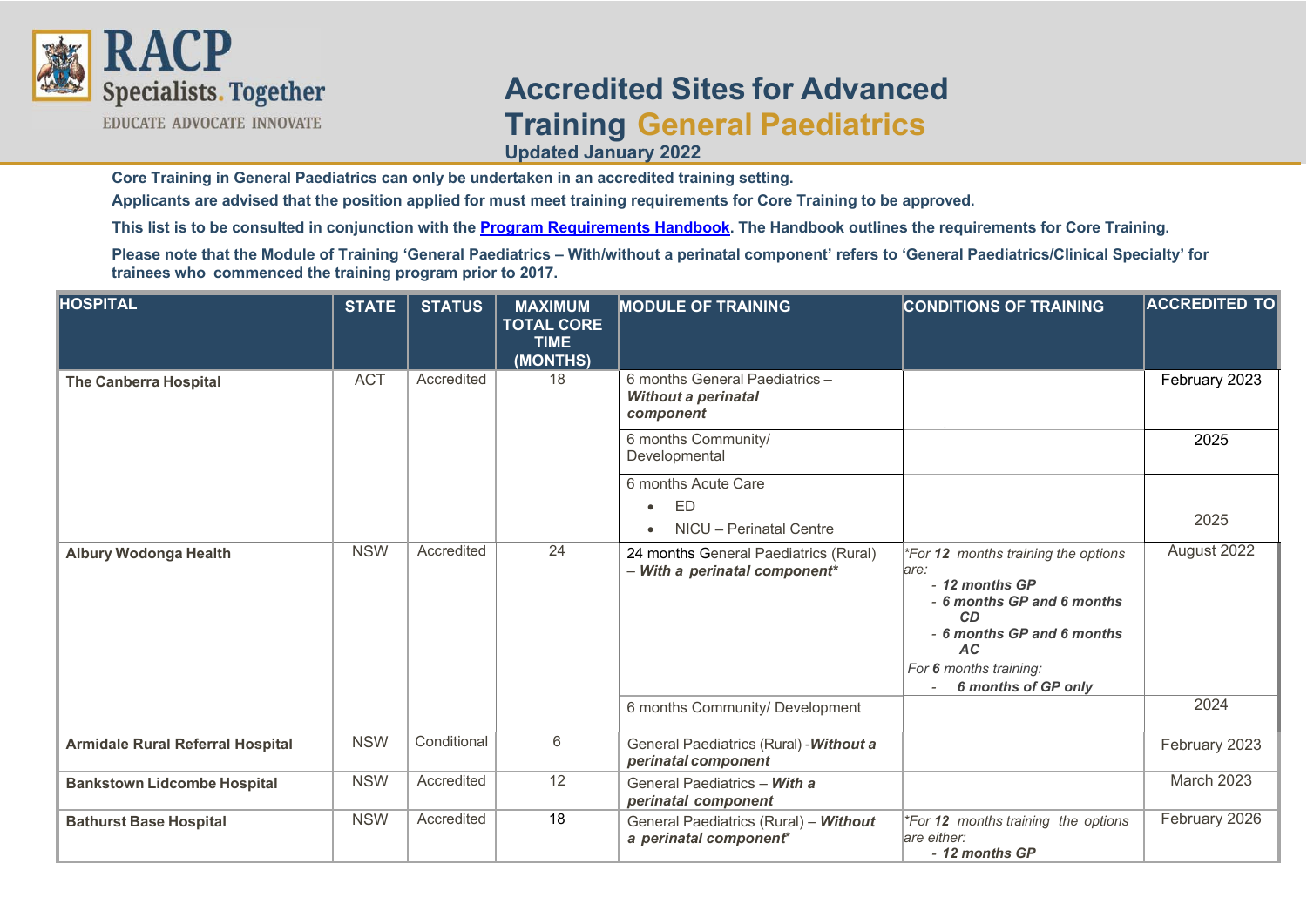# Accredited Sites for Advanced Training General Paediatrics

**Updated January 2022**

**Core Training in General Paediatrics can only be undertaken in an accredited training setting.**

**Applicants are advised that the position applied for must meet training requirements for Core Training to be approved.**

**This list is to be consulted in conjunction with the Program Requirements Handbook. The Handbook outlines the requirements for Core Training.**

**Please note that the Module of Training 'General Paediatrics – With/without a perinatal component' refers to 'General Paediatrics/Clinical Specialty' for trainees who commenced the training program prior to 2017.**

| HOSPITAL | STATE | STATUS | MAXIMUM TOTAL CORE TIME (MONTHS) | MODULE OF TRAINING | CONDITIONS OF TRAINING | ACCREDITED TO |
|---|---|---|---|---|---|---|
| **The Canberra Hospital** | ACT | Accredited | 18 | 6 months General Paediatrics – ***Without a perinatal component*** | | February 2023 |
| | | | | 6 months Community/ Developmental | | 2025 |
| | | | | 6 months Acute Care<br>• ED<br>• NICU – Perinatal Centre | | 2025 |
| **Albury Wodonga Health** | NSW | Accredited | 24 | 24 months General Paediatrics (Rural) – ***With a perinatal component**** | **For **12** months training the options are:*<br>- ***12 months GP***<br>- ***6 months GP and 6 months CD***<br>- ***6 months GP and 6 months AC***<br>*For **6** months training:*<br>- ***6 months of GP only*** | August 2022 |
| | | | | 6 months Community/ Development | | 2024 |
| **Armidale Rural Referral Hospital** | NSW | Conditional | 6 | General Paediatrics (Rural) -***Without a perinatal component*** | | February 2023 |
| **Bankstown Lidcombe Hospital** | NSW | Accredited | 12 | General Paediatrics – ***With a perinatal component*** | | March 2023 |
| **Bathurst Base Hospital** | NSW | Accredited | 18 | General Paediatrics (Rural) – ***Without a perinatal component**** | **For **12** months training the options are either:*<br>- ***12 months GP*** | February 2026 |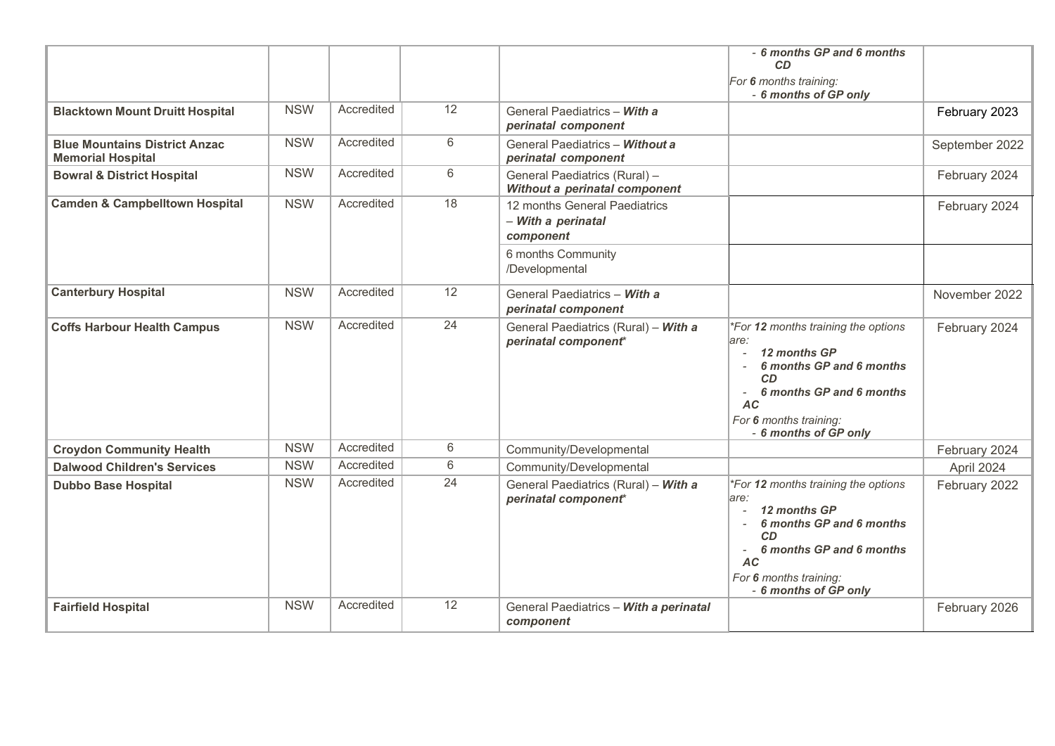| | | | | | - ***6 months GP and 6 months CD***<br>*For **6** months training:*<br>- ***6 months of GP only*** | |
|---|---|---|---|---|---|---|
| **Blacktown Mount Druitt Hospital** | NSW | Accredited | 12 | General Paediatrics – ***With a perinatal component*** | | February 2023 |
| **Blue Mountains District Anzac Memorial Hospital** | NSW | Accredited | 6 | General Paediatrics – ***Without a perinatal component*** | | September 2022 |
| **Bowral & District Hospital** | NSW | Accredited | 6 | General Paediatrics (Rural) – ***Without a perinatal component*** | | February 2024 |
| **Camden & Campbelltown Hospital** | NSW | Accredited | 18 | 12 months General Paediatrics – ***With a perinatal component*** | | February 2024 |
| | | | | 6 months Community /Developmental | | |
| **Canterbury Hospital** | NSW | Accredited | 12 | General Paediatrics – ***With a perinatal component*** | | November 2022 |
| **Coffs Harbour Health Campus** | NSW | Accredited | 24 | General Paediatrics (Rural) – ***With a perinatal component**** | **For **12** months training the options are:*<br>- ***12 months GP***<br>- ***6 months GP and 6 months CD***<br>- ***6 months GP and 6 months AC***<br>*For **6** months training:*<br>- ***6 months of GP only*** | February 2024 |
| **Croydon Community Health** | NSW | Accredited | 6 | Community/Developmental | | February 2024 |
| **Dalwood Children's Services** | NSW | Accredited | 6 | Community/Developmental | | April 2024 |
| **Dubbo Base Hospital** | NSW | Accredited | 24 | General Paediatrics (Rural) – ***With a perinatal component**** | **For **12** months training the options are:*<br>- ***12 months GP***<br>- ***6 months GP and 6 months CD***<br>- ***6 months GP and 6 months AC***<br>*For **6** months training:*<br>- ***6 months of GP only*** | February 2022 |
| **Fairfield Hospital** | NSW | Accredited | 12 | General Paediatrics – ***With a perinatal component*** | | February 2026 |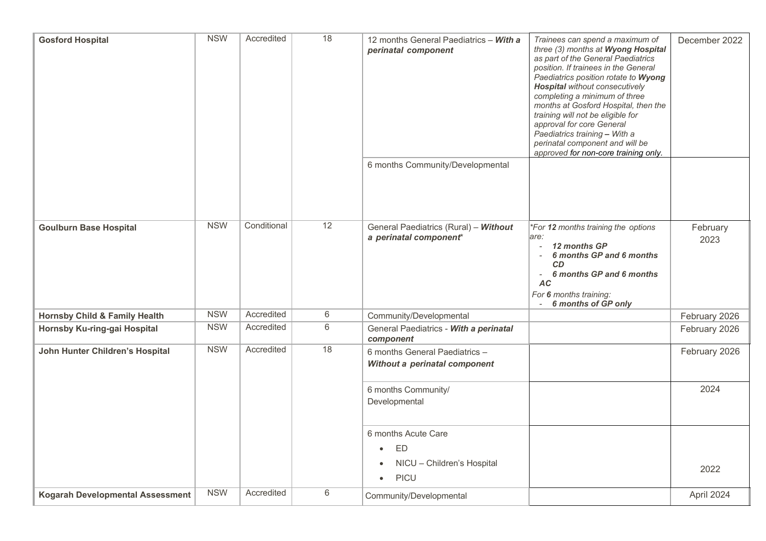| | | | | | | |
|---|---|---|---|---|---|---|
| **Gosford Hospital** | NSW | Accredited | 18 | 12 months General Paediatrics – ***With a perinatal component*** | *Trainees can spend a maximum of three (3) months at **Wyong Hospital** as part of the General Paediatrics position. If trainees in the General Paediatrics position rotate to **Wyong Hospital** without consecutively completing a minimum of three months at Gosford Hospital, then the training will not be eligible for approval for core General Paediatrics training* ***– With a perinatal component*** *and will be approved for non-core training only.* | December 2022 |
| | | | | 6 months Community/Developmental | | |
| **Goulburn Base Hospital** | NSW | Conditional | 12 | General Paediatrics (Rural) – ***Without a perinatal component**** | *\*For **12** months training the options are:*<br>- ***12 months GP***<br>- ***6 months GP and 6 months CD***<br>- ***6 months GP and 6 months AC***<br>*For **6** months training:*<br>- ***6 months of GP only*** | February 2023 |
| **Hornsby Child & Family Health** | NSW | Accredited | 6 | Community/Developmental | | February 2026 |
| **Hornsby Ku-ring-gai Hospital** | NSW | Accredited | 6 | General Paediatrics - ***With a perinatal component*** | | February 2026 |
| **John Hunter Children's Hospital** | NSW | Accredited | 18 | 6 months General Paediatrics – ***Without a perinatal component*** | | February 2026 |
| | | | | 6 months Community/ Developmental | | 2024 |
| | | | | 6 months Acute Care<br>• ED<br>• NICU – Children's Hospital<br>• PICU | | 2022 |
| **Kogarah Developmental Assessment** | NSW | Accredited | 6 | Community/Developmental | | April 2024 |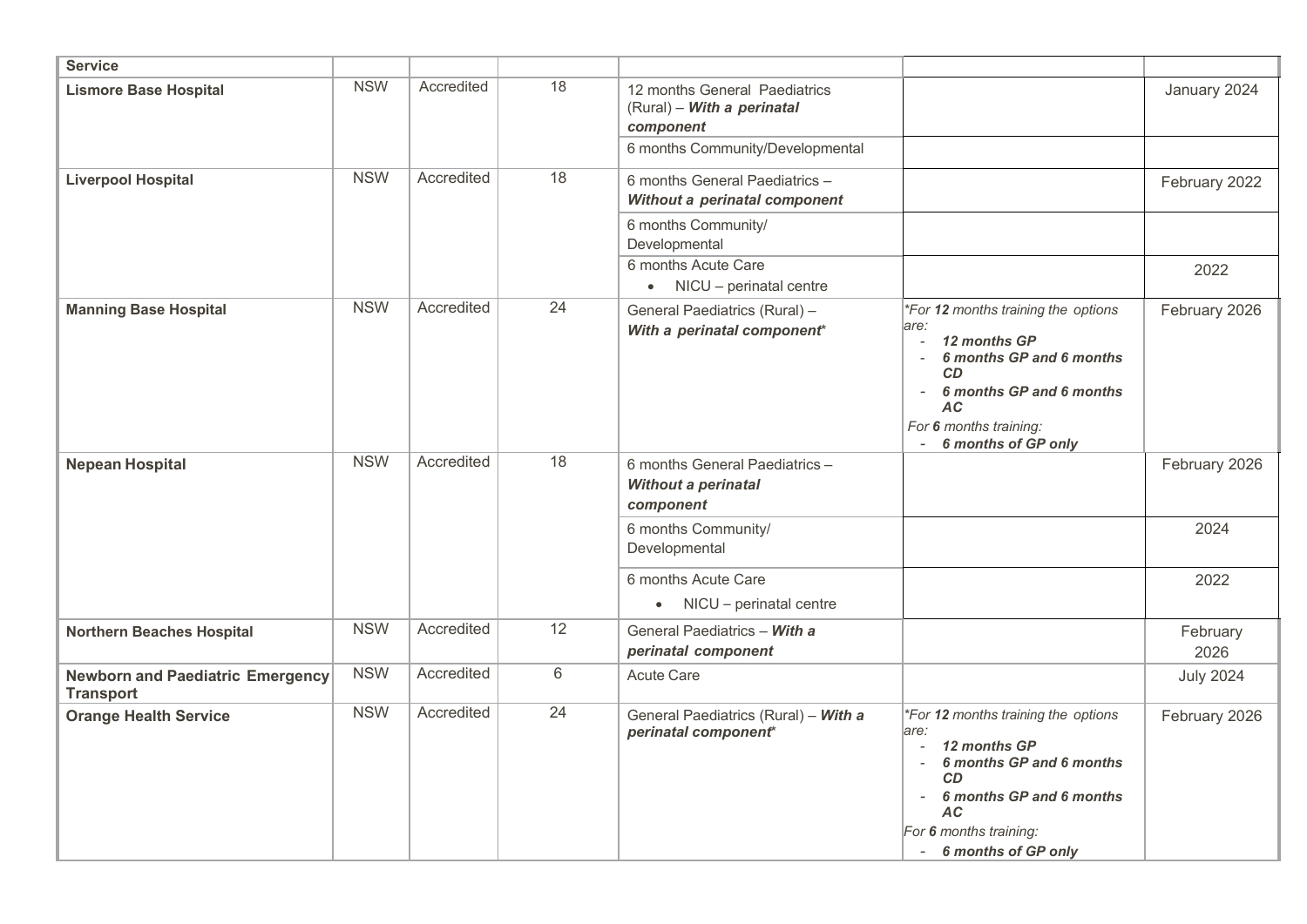| Service | | | | | | |
|---|---|---|---|---|---|---|
| **Lismore Base Hospital** | NSW | Accredited | 18 | 12 months General Paediatrics (Rural) – ***With a perinatal component*** | | January 2024 |
| | | | | 6 months Community/Developmental | | |
| **Liverpool Hospital** | NSW | Accredited | 18 | 6 months General Paediatrics – ***Without a perinatal component*** | | February 2022 |
| | | | | 6 months Community/ Developmental | | |
| | | | | 6 months Acute Care<br>• NICU – perinatal centre | | 2022 |
| **Manning Base Hospital** | NSW | Accredited | 24 | General Paediatrics (Rural) – ***With a perinatal component**** | **For **12** months training the options are:*<br>- ***12 months GP***<br>- ***6 months GP and 6 months CD***<br>- ***6 months GP and 6 months AC***<br>*For **6** months training:*<br>- ***6 months of GP only*** | February 2026 |
| **Nepean Hospital** | NSW | Accredited | 18 | 6 months General Paediatrics – ***Without a perinatal component*** | | February 2026 |
| | | | | 6 months Community/ Developmental | | 2024 |
| | | | | 6 months Acute Care<br>• NICU – perinatal centre | | 2022 |
| **Northern Beaches Hospital** | NSW | Accredited | 12 | General Paediatrics – ***With a perinatal component*** | | February 2026 |
| **Newborn and Paediatric Emergency Transport** | NSW | Accredited | 6 | Acute Care | | July 2024 |
| **Orange Health Service** | NSW | Accredited | 24 | General Paediatrics (Rural) – ***With a perinatal component**** | **For **12** months training the options are:*<br>- ***12 months GP***<br>- ***6 months GP and 6 months CD***<br>- ***6 months GP and 6 months AC***<br>*For **6** months training:*<br>- ***6 months of GP only*** | February 2026 |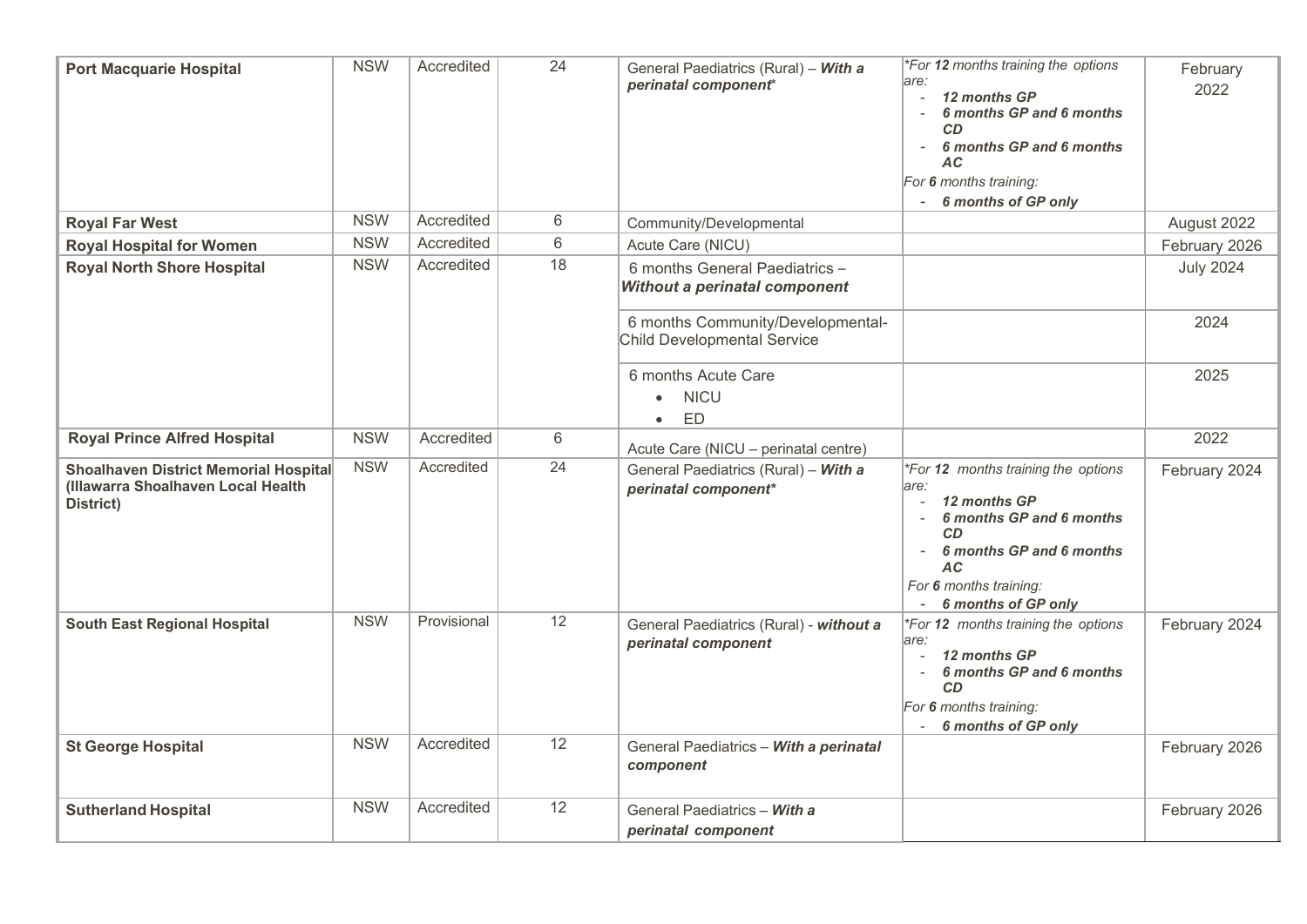| | | | | | | |
|---|---|---|---|---|---|---|
| **Port Macquarie Hospital** | NSW | Accredited | 24 | General Paediatrics (Rural) – ***With a perinatal component**** | **For **12** months training the options are:*<br>- ***12 months GP***<br>- ***6 months GP and 6 months CD***<br>- ***6 months GP and 6 months AC***<br>*For **6** months training:*<br>- ***6 months of GP only*** | February 2022 |
| **Royal Far West** | NSW | Accredited | 6 | Community/Developmental | | August 2022 |
| **Royal Hospital for Women** | NSW | Accredited | 6 | Acute Care (NICU) | | February 2026 |
| **Royal North Shore Hospital** | NSW | Accredited | 18 | 6 months General Paediatrics – ***Without a perinatal component*** | | July 2024 |
| | | | | 6 months Community/Developmental-Child Developmental Service | | 2024 |
| | | | | 6 months Acute Care<br>• NICU<br>• ED | | 2025 |
| **Royal Prince Alfred Hospital** | NSW | Accredited | 6 | Acute Care (NICU – perinatal centre) | | 2022 |
| **Shoalhaven District Memorial Hospital (Illawarra Shoalhaven Local Health District)** | NSW | Accredited | 24 | General Paediatrics (Rural) – ***With a perinatal component**** | **For **12** months training the options are:*<br>- ***12 months GP***<br>- ***6 months GP and 6 months CD***<br>- ***6 months GP and 6 months AC***<br>*For **6** months training:*<br>- ***6 months of GP only*** | February 2024 |
| **South East Regional Hospital** | NSW | Provisional | 12 | General Paediatrics (Rural) - ***without a perinatal component*** | **For **12** months training the options are:*<br>- ***12 months GP***<br>- ***6 months GP and 6 months CD***<br>*For **6** months training:*<br>- ***6 months of GP only*** | February 2024 |
| **St George Hospital** | NSW | Accredited | 12 | General Paediatrics – ***With a perinatal component*** | | February 2026 |
| **Sutherland Hospital** | NSW | Accredited | 12 | General Paediatrics – ***With a perinatal component*** | | February 2026 |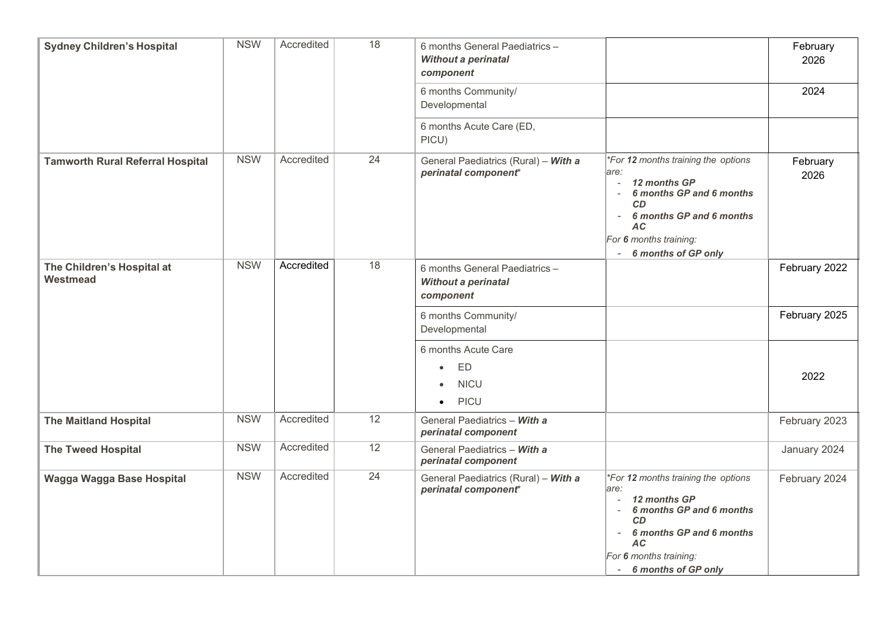| | | | | | | |
|---|---|---|---|---|---|---|
| **Sydney Children's Hospital** | NSW | Accredited | 18 | 6 months General Paediatrics – ***Without a perinatal component*** | | February 2026 |
| | | | | 6 months Community/ Developmental | | 2024 |
| | | | | 6 months Acute Care (ED, PICU) | | |
| **Tamworth Rural Referral Hospital** | NSW | Accredited | 24 | General Paediatrics (Rural) – ***With a perinatal component**** | *\*For **12** months training the options are:*<br>- ***12 months GP***<br>- ***6 months GP and 6 months CD***<br>- ***6 months GP and 6 months AC***<br>*For **6** months training:*<br>- ***6 months of GP only*** | February 2026 |
| **The Children's Hospital at Westmead** | NSW | Accredited | 18 | 6 months General Paediatrics – ***Without a perinatal component*** | | February 2022 |
| | | | | 6 months Community/ Developmental | | February 2025 |
| | | | | 6 months Acute Care<br>• ED<br>• NICU<br>• PICU | | 2022 |
| **The Maitland Hospital** | NSW | Accredited | 12 | General Paediatrics – ***With a perinatal component*** | | February 2023 |
| **The Tweed Hospital** | NSW | Accredited | 12 | General Paediatrics – ***With a perinatal component*** | | January 2024 |
| **Wagga Wagga Base Hospital** | NSW | Accredited | 24 | General Paediatrics (Rural) – ***With a perinatal component**** | *\*For **12** months training the options are:*<br>- ***12 months GP***<br>- ***6 months GP and 6 months CD***<br>- ***6 months GP and 6 months AC***<br>*For **6** months training:*<br>- ***6 months of GP only*** | February 2024 |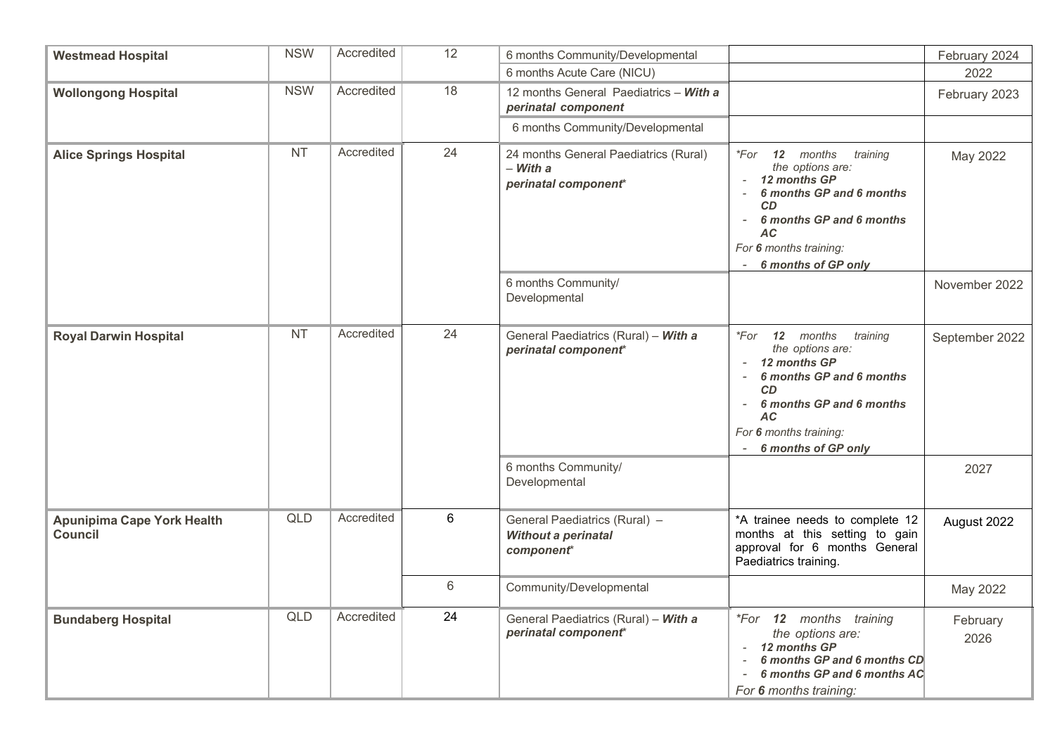| | | | | | | |
|---|---|---|---|---|---|---|
| **Westmead Hospital** | NSW | Accredited | 12 | 6 months Community/Developmental | | February 2024 |
| | | | | 6 months Acute Care (NICU) | | 2022 |
| **Wollongong Hospital** | NSW | Accredited | 18 | 12 months General Paediatrics – ***With a perinatal component*** | | February 2023 |
| | | | | 6 months Community/Developmental | | |
| **Alice Springs Hospital** | NT | Accredited | 24 | 24 months General Paediatrics (Rural) – ***With a perinatal component**** | **For* ***12*** *months training the options are:* <br> - ***12 months GP*** <br> - ***6 months GP and 6 months CD*** <br> - ***6 months GP and 6 months AC*** <br> *For* ***6*** *months training:* <br> - ***6 months of GP only*** | May 2022 |
| | | | | 6 months Community/ Developmental | | November 2022 |
| **Royal Darwin Hospital** | NT | Accredited | 24 | General Paediatrics (Rural) – ***With a perinatal component**** | **For* ***12*** *months training the options are:* <br> - ***12 months GP*** <br> - ***6 months GP and 6 months CD*** <br> - ***6 months GP and 6 months AC*** <br> *For* ***6*** *months training:* <br> - ***6 months of GP only*** | September 2022 |
| | | | | 6 months Community/ Developmental | | 2027 |
| **Apunipima Cape York Health Council** | QLD | Accredited | 6 | General Paediatrics (Rural) – ***Without a perinatal component**** | *A trainee needs to complete 12 months at this setting to gain approval for 6 months General Paediatrics training. | August 2022 |
| | | | 6 | Community/Developmental | | May 2022 |
| **Bundaberg Hospital** | QLD | Accredited | 24 | General Paediatrics (Rural) – ***With a perinatal component**** | **For* ***12*** *months training the options are:* <br> - ***12 months GP*** <br> - ***6 months GP and 6 months CD*** <br> - ***6 months GP and 6 months AC*** <br> *For* ***6*** *months training:* | February 2026 |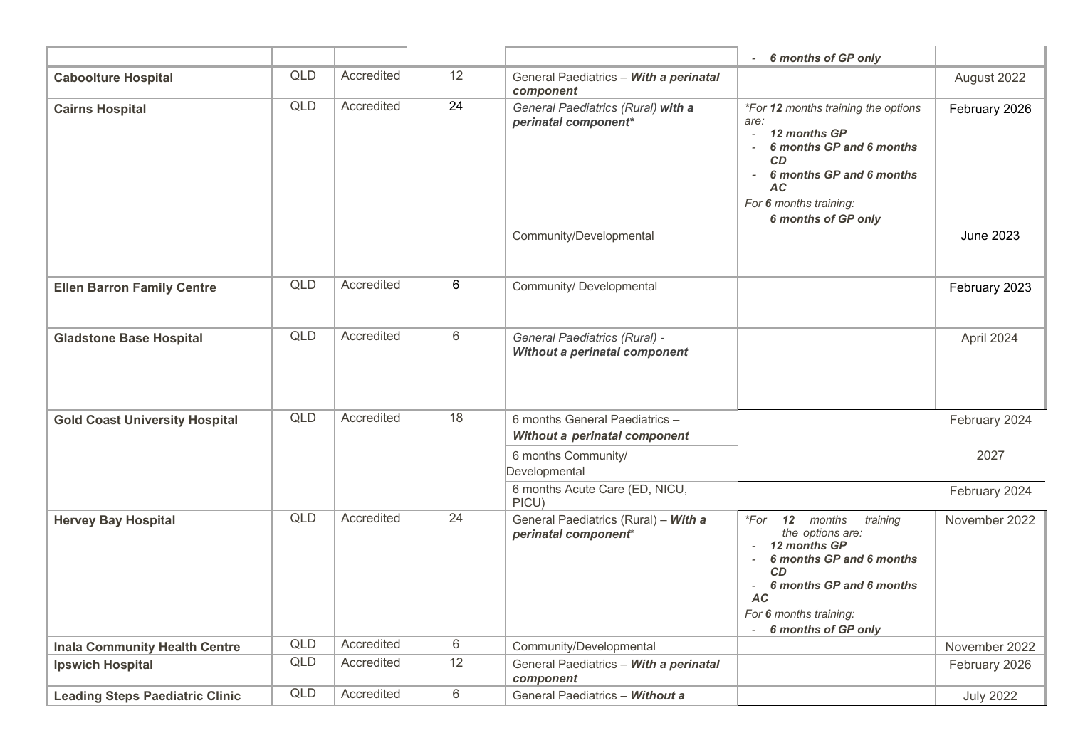| | | | | | - *6 months of GP only* | |
|---|---|---|---|---|---|---|
| **Caboolture Hospital** | QLD | Accredited | 12 | General Paediatrics – ***With a perinatal component*** | | August 2022 |
| **Cairns Hospital** | QLD | Accredited | 24 | *General Paediatrics (Rural)* ***with a perinatal component**** | *\*For **12** months training the options are:*<br>- ***12 months GP***<br>- ***6 months GP and 6 months CD***<br>- ***6 months GP and 6 months AC***<br>*For **6** months training:*<br>***6 months of GP only*** | February 2026 |
| | | | | Community/Developmental | | June 2023 |
| **Ellen Barron Family Centre** | QLD | Accredited | 6 | Community/ Developmental | | February 2023 |
| **Gladstone Base Hospital** | QLD | Accredited | 6 | *General Paediatrics (Rural) -* ***Without a perinatal component*** | | April 2024 |
| **Gold Coast University Hospital** | QLD | Accredited | 18 | 6 months General Paediatrics – ***Without a perinatal component*** | | February 2024 |
| | | | | 6 months Community/ Developmental | | 2027 |
| | | | | 6 months Acute Care (ED, NICU, PICU) | | February 2024 |
| **Hervey Bay Hospital** | QLD | Accredited | 24 | General Paediatrics (Rural) – ***With a perinatal component**** | *\*For **12** months training the options are:*<br>- ***12 months GP***<br>- ***6 months GP and 6 months CD***<br>- ***6 months GP and 6 months AC***<br>*For **6** months training:*<br>- ***6 months of GP only*** | November 2022 |
| **Inala Community Health Centre** | QLD | Accredited | 6 | Community/Developmental | | November 2022 |
| **Ipswich Hospital** | QLD | Accredited | 12 | General Paediatrics – ***With a perinatal component*** | | February 2026 |
| **Leading Steps Paediatric Clinic** | QLD | Accredited | 6 | General Paediatrics – ***Without a*** | | July 2022 |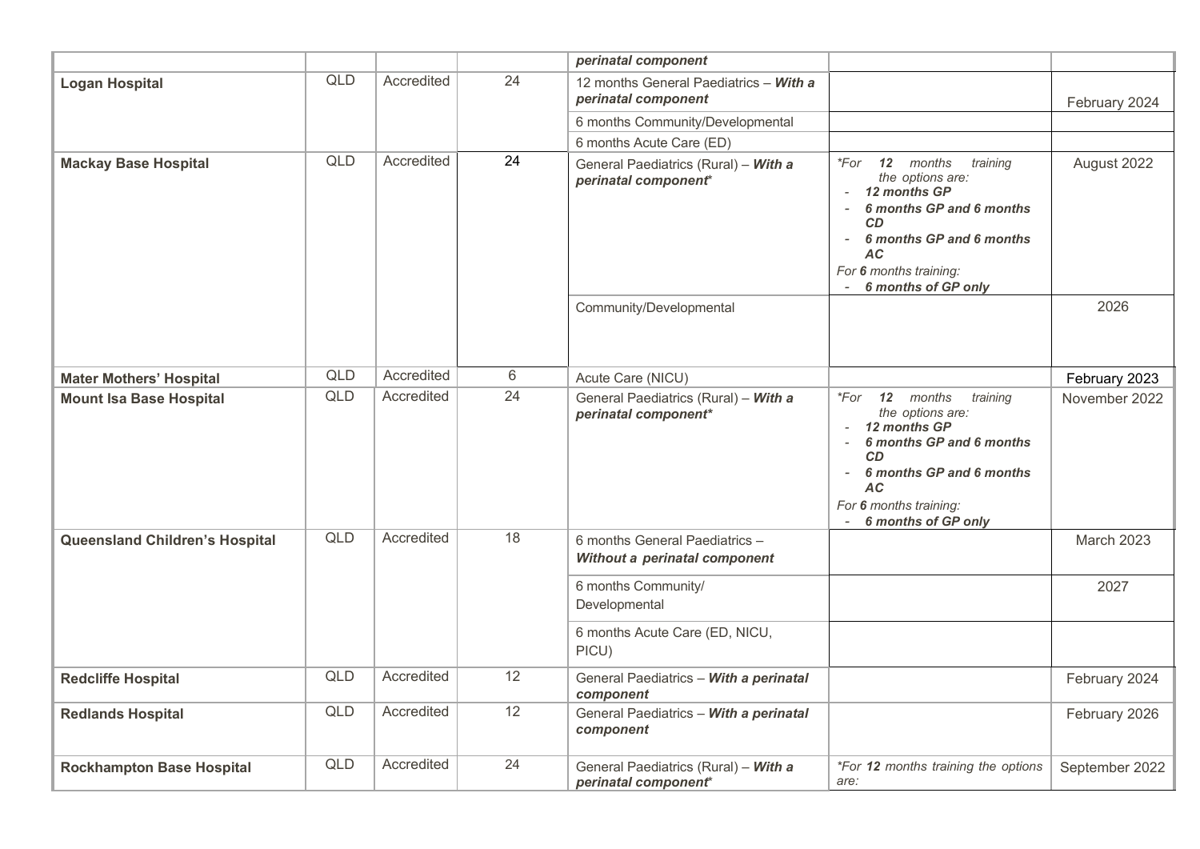| | | | | *perinatal component* | | |
|---|---|---|---|---|---|---|
| **Logan Hospital** | QLD | Accredited | 24 | 12 months General Paediatrics – ***With a perinatal component*** | | February 2024 |
| | | | | 6 months Community/Developmental | | |
| | | | | 6 months Acute Care (ED) | | |
| **Mackay Base Hospital** | QLD | Accredited | 24 | General Paediatrics (Rural) – ***With a perinatal component**** | **For **12** months training the options are:* <br> - ***12 months GP*** <br> - ***6 months GP and 6 months CD*** <br> - ***6 months GP and 6 months AC*** <br> *For **6** months training:* <br> - ***6 months of GP only*** | August 2022 |
| | | | | Community/Developmental | | 2026 |
| **Mater Mothers' Hospital** | QLD | Accredited | 6 | Acute Care (NICU) | | February 2023 |
| **Mount Isa Base Hospital** | QLD | Accredited | 24 | General Paediatrics (Rural) – ***With a perinatal component**** | **For **12** months training the options are:* <br> - ***12 months GP*** <br> - ***6 months GP and 6 months CD*** <br> - ***6 months GP and 6 months AC*** <br> *For **6** months training:* <br> - ***6 months of GP only*** | November 2022 |
| **Queensland Children's Hospital** | QLD | Accredited | 18 | 6 months General Paediatrics – ***Without a perinatal component*** | | March 2023 |
| | | | | 6 months Community/ Developmental | | 2027 |
| | | | | 6 months Acute Care (ED, NICU, PICU) | | |
| **Redcliffe Hospital** | QLD | Accredited | 12 | General Paediatrics – ***With a perinatal component*** | | February 2024 |
| **Redlands Hospital** | QLD | Accredited | 12 | General Paediatrics – ***With a perinatal component*** | | February 2026 |
| **Rockhampton Base Hospital** | QLD | Accredited | 24 | General Paediatrics (Rural) – ***With a perinatal component**** | **For **12** months training the options are:* | September 2022 |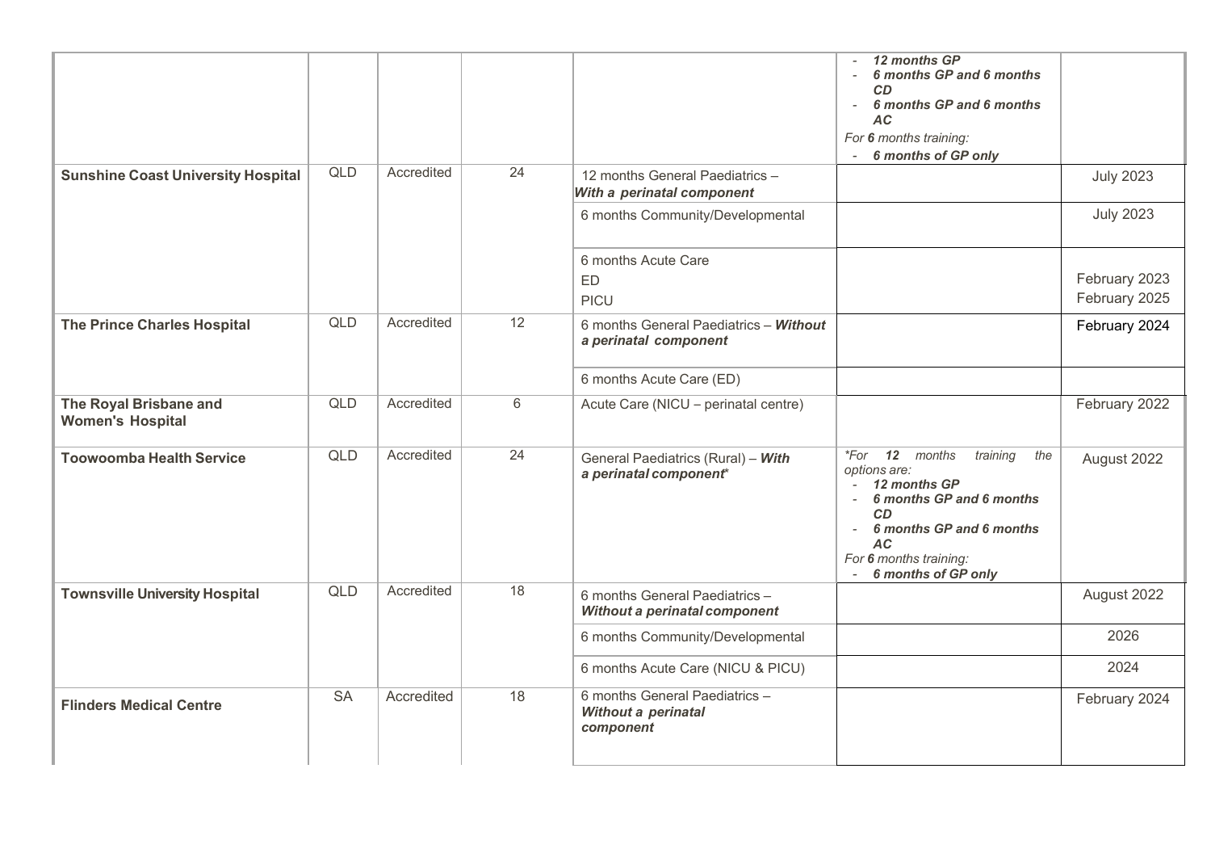| | | | | | | |
|---|---|---|---|---|---|---|
| | | | | | - ***12 months GP***<br>- ***6 months GP and 6 months CD***<br>- ***6 months GP and 6 months AC***<br>*For **6** months training:*<br>- ***6 months of GP only*** | |
| **Sunshine Coast University Hospital** | QLD | Accredited | 24 | 12 months General Paediatrics – ***With a perinatal component*** | | July 2023 |
| | | | | 6 months Community/Developmental | | July 2023 |
| | | | | 6 months Acute Care<br>ED<br>PICU | | <br>February 2023<br>February 2025 |
| **The Prince Charles Hospital** | QLD | Accredited | 12 | 6 months General Paediatrics – ***Without a perinatal component*** | | February 2024 |
| | | | | 6 months Acute Care (ED) | | |
| **The Royal Brisbane and Women's Hospital** | QLD | Accredited | 6 | Acute Care (NICU – perinatal centre) | | February 2022 |
| **Toowoomba Health Service** | QLD | Accredited | 24 | General Paediatrics (Rural) – ***With a perinatal component**** | **For **12** months training the options are:*<br>- ***12 months GP***<br>- ***6 months GP and 6 months CD***<br>- ***6 months GP and 6 months AC***<br>*For **6** months training:*<br>- ***6 months of GP only*** | August 2022 |
| **Townsville University Hospital** | QLD | Accredited | 18 | 6 months General Paediatrics – ***Without a perinatal component*** | | August 2022 |
| | | | | 6 months Community/Developmental | | 2026 |
| | | | | 6 months Acute Care (NICU & PICU) | | 2024 |
| **Flinders Medical Centre** | SA | Accredited | 18 | 6 months General Paediatrics – ***Without a perinatal component*** | | February 2024 |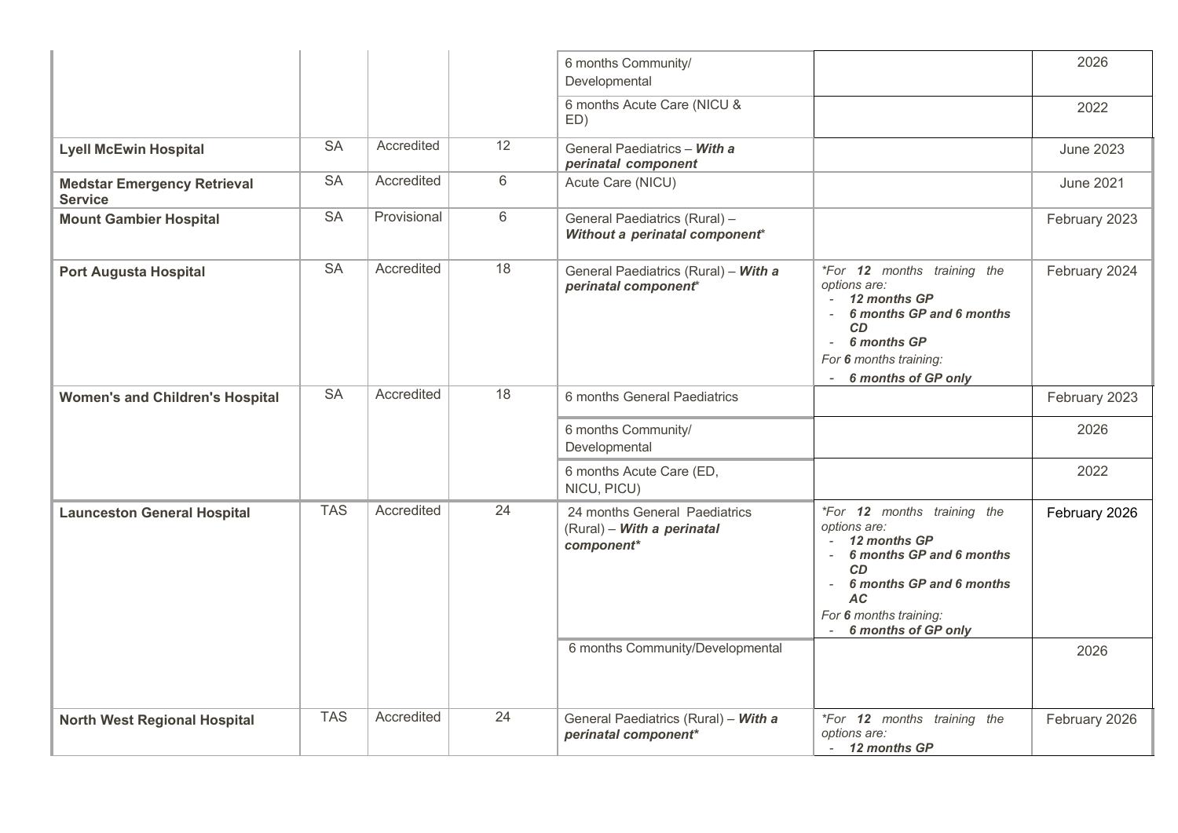| | | | | | | |
|---|---|---|---|---|---|---|
| | | | | 6 months Community/ Developmental | | 2026 |
| | | | | 6 months Acute Care (NICU & ED) | | 2022 |
| **Lyell McEwin Hospital** | SA | Accredited | 12 | General Paediatrics – ***With a perinatal component*** | | June 2023 |
| **Medstar Emergency Retrieval Service** | SA | Accredited | 6 | Acute Care (NICU) | | June 2021 |
| **Mount Gambier Hospital** | SA | Provisional | 6 | General Paediatrics (Rural) – ***Without a perinatal component**** | | February 2023 |
| **Port Augusta Hospital** | SA | Accredited | 18 | General Paediatrics (Rural) – ***With a perinatal component**** | *\*For **12** months training the options are:*<br>- ***12 months GP***<br>- ***6 months GP and 6 months CD***<br>- ***6 months GP***<br>*For **6** months training:*<br>- ***6 months of GP only*** | February 2024 |
| **Women's and Children's Hospital** | SA | Accredited | 18 | 6 months General Paediatrics | | February 2023 |
| | | | | 6 months Community/ Developmental | | 2026 |
| | | | | 6 months Acute Care (ED, NICU, PICU) | | 2022 |
| **Launceston General Hospital** | TAS | Accredited | 24 | 24 months General Paediatrics (Rural) – ***With a perinatal component**** | *\*For **12** months training the options are:*<br>- ***12 months GP***<br>- ***6 months GP and 6 months CD***<br>- ***6 months GP and 6 months AC***<br>*For **6** months training:*<br>- ***6 months of GP only*** | February 2026 |
| | | | | 6 months Community/Developmental | | 2026 |
| **North West Regional Hospital** | TAS | Accredited | 24 | General Paediatrics (Rural) – ***With a perinatal component**** | *\*For **12** months training the options are:*<br>- ***12 months GP*** | February 2026 |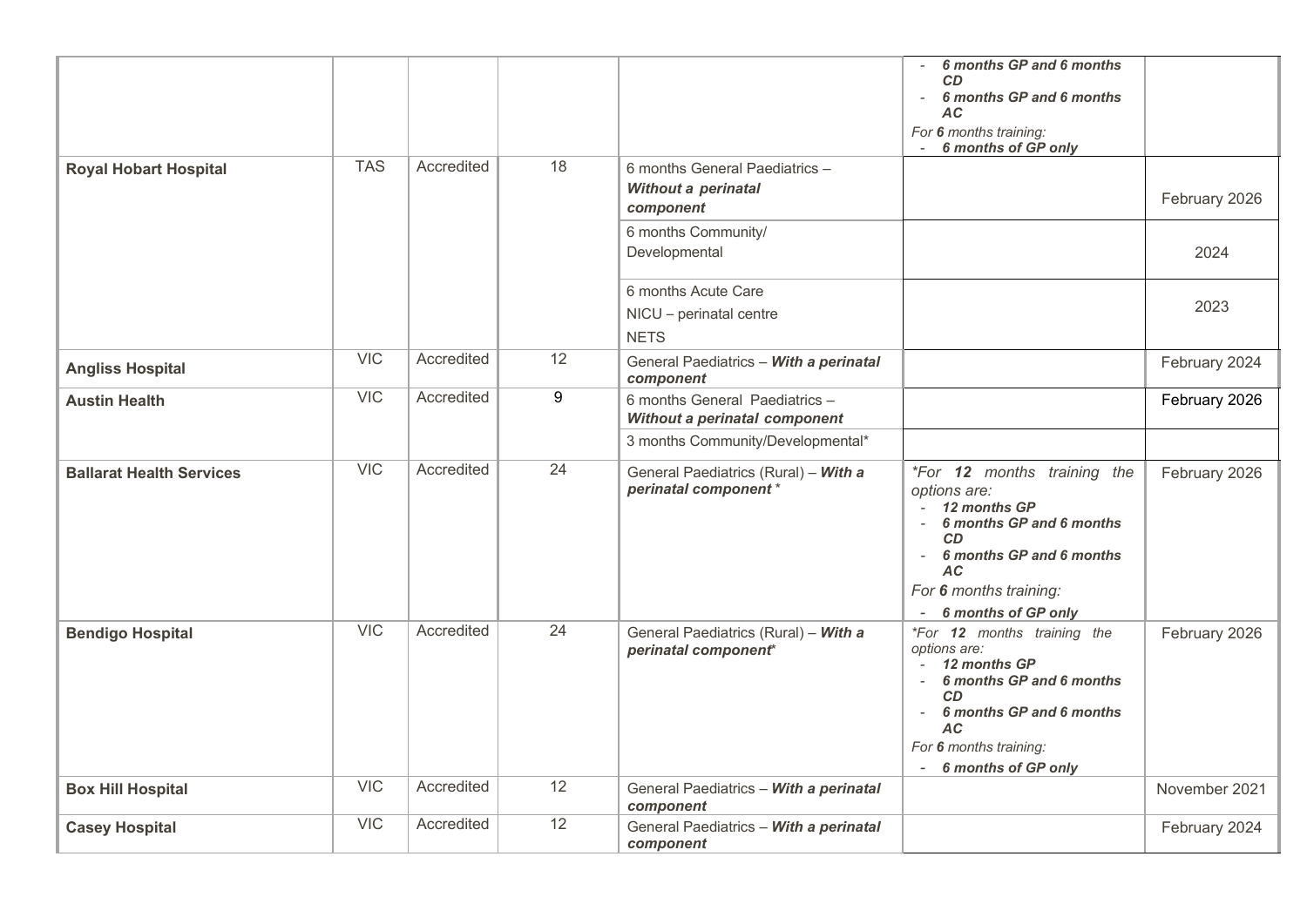| | | | | | | |
|---|---|---|---|---|---|---|
| | | | | | - ***6 months GP and 6 months CD***<br>- ***6 months GP and 6 months AC***<br>*For **6** months training:*<br>- ***6 months of GP only*** | |
| **Royal Hobart Hospital** | TAS | Accredited | 18 | 6 months General Paediatrics – ***Without a perinatal component*** | | February 2026 |
| | | | | 6 months Community/ Developmental | | 2024 |
| | | | | 6 months Acute Care<br>NICU – perinatal centre<br>NETS | | 2023 |
| **Angliss Hospital** | VIC | Accredited | 12 | General Paediatrics – ***With a perinatal component*** | | February 2024 |
| **Austin Health** | VIC | Accredited | 9 | 6 months General Paediatrics – ***Without a perinatal component*** | | February 2026 |
| | | | | 3 months Community/Developmental* | | |
| **Ballarat Health Services** | VIC | Accredited | 24 | General Paediatrics (Rural) – ***With a perinatal component**** | **For **12** months training the options are:*<br>- ***12 months GP***<br>- ***6 months GP and 6 months CD***<br>- ***6 months GP and 6 months AC***<br>*For **6** months training:*<br>- ***6 months of GP only*** | February 2026 |
| **Bendigo Hospital** | VIC | Accredited | 24 | General Paediatrics (Rural) – ***With a perinatal component**** | **For **12** months training the options are:*<br>- ***12 months GP***<br>- ***6 months GP and 6 months CD***<br>- ***6 months GP and 6 months AC***<br>*For **6** months training:*<br>- ***6 months of GP only*** | February 2026 |
| **Box Hill Hospital** | VIC | Accredited | 12 | General Paediatrics – ***With a perinatal component*** | | November 2021 |
| **Casey Hospital** | VIC | Accredited | 12 | General Paediatrics – ***With a perinatal component*** | | February 2024 |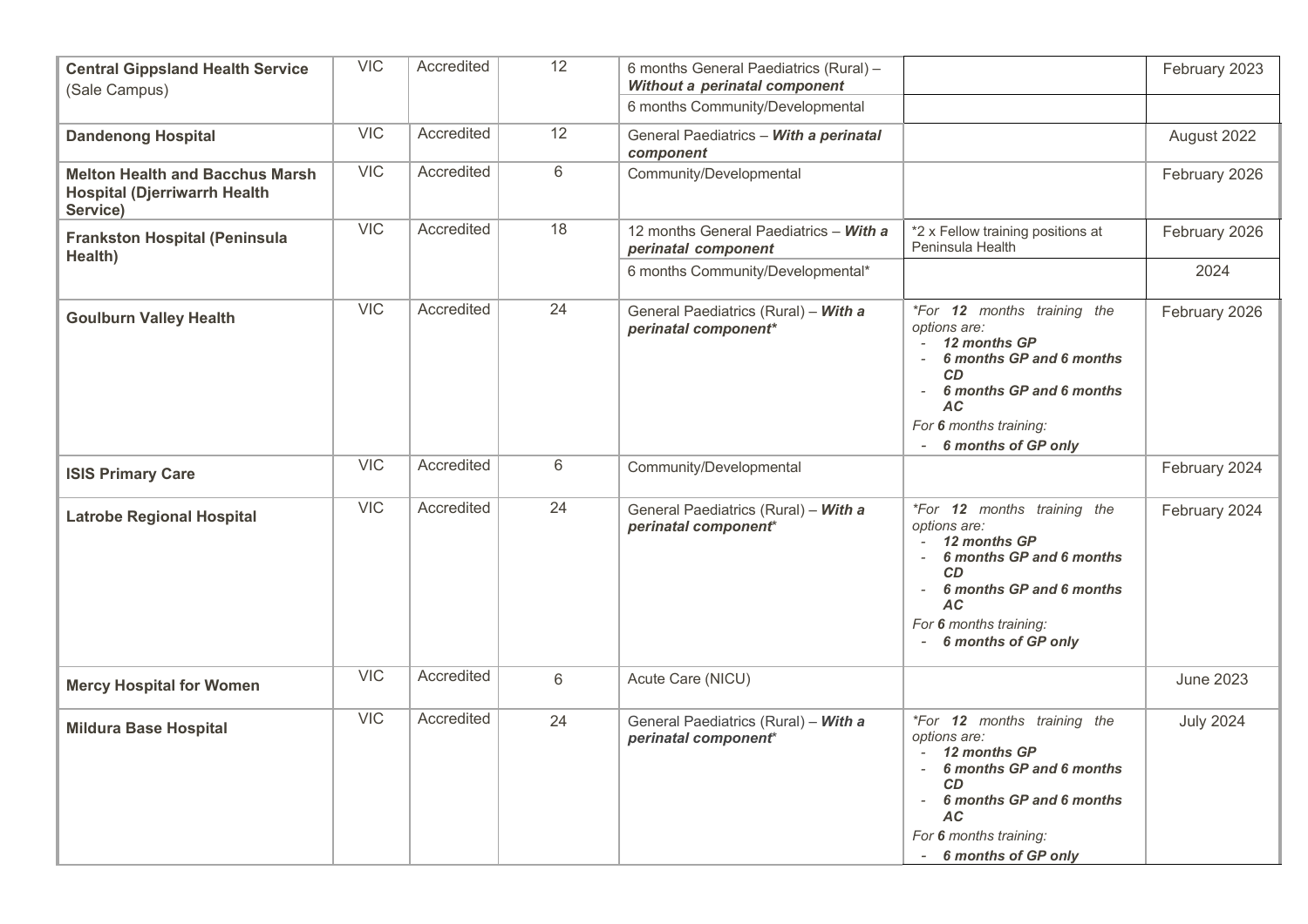| | | | | | | |
|---|---|---|---|---|---|---|
| **Central Gippsland Health Service** (Sale Campus) | VIC | Accredited | 12 | 6 months General Paediatrics (Rural) – ***Without a perinatal component*** | | February 2023 |
| | | | | 6 months Community/Developmental | | |
| **Dandenong Hospital** | VIC | Accredited | 12 | General Paediatrics – ***With a perinatal component*** | | August 2022 |
| **Melton Health and Bacchus Marsh Hospital (Djerriwarrh Health Service)** | VIC | Accredited | 6 | Community/Developmental | | February 2026 |
| **Frankston Hospital (Peninsula Health)** | VIC | Accredited | 18 | 12 months General Paediatrics – ***With a perinatal component*** | *2 x Fellow training positions at Peninsula Health | February 2026 |
| | | | | 6 months Community/Developmental* | | 2024 |
| **Goulburn Valley Health** | VIC | Accredited | 24 | General Paediatrics (Rural) – ***With a perinatal component**** | *For **12** months training the options are:<br>- ***12 months GP***<br>- ***6 months GP and 6 months CD***<br>- ***6 months GP and 6 months AC***<br>For **6** months training:<br>- ***6 months of GP only*** | February 2026 |
| **ISIS Primary Care** | VIC | Accredited | 6 | Community/Developmental | | February 2024 |
| **Latrobe Regional Hospital** | VIC | Accredited | 24 | General Paediatrics (Rural) – ***With a perinatal component**** | *For **12** months training the options are:<br>- ***12 months GP***<br>- ***6 months GP and 6 months CD***<br>- ***6 months GP and 6 months AC***<br>For **6** months training:<br>- ***6 months of GP only*** | February 2024 |
| **Mercy Hospital for Women** | VIC | Accredited | 6 | Acute Care (NICU) | | June 2023 |
| **Mildura Base Hospital** | VIC | Accredited | 24 | General Paediatrics (Rural) – ***With a perinatal component**** | *For **12** months training the options are:<br>- ***12 months GP***<br>- ***6 months GP and 6 months CD***<br>- ***6 months GP and 6 months AC***<br>For **6** months training:<br>- ***6 months of GP only*** | July 2024 |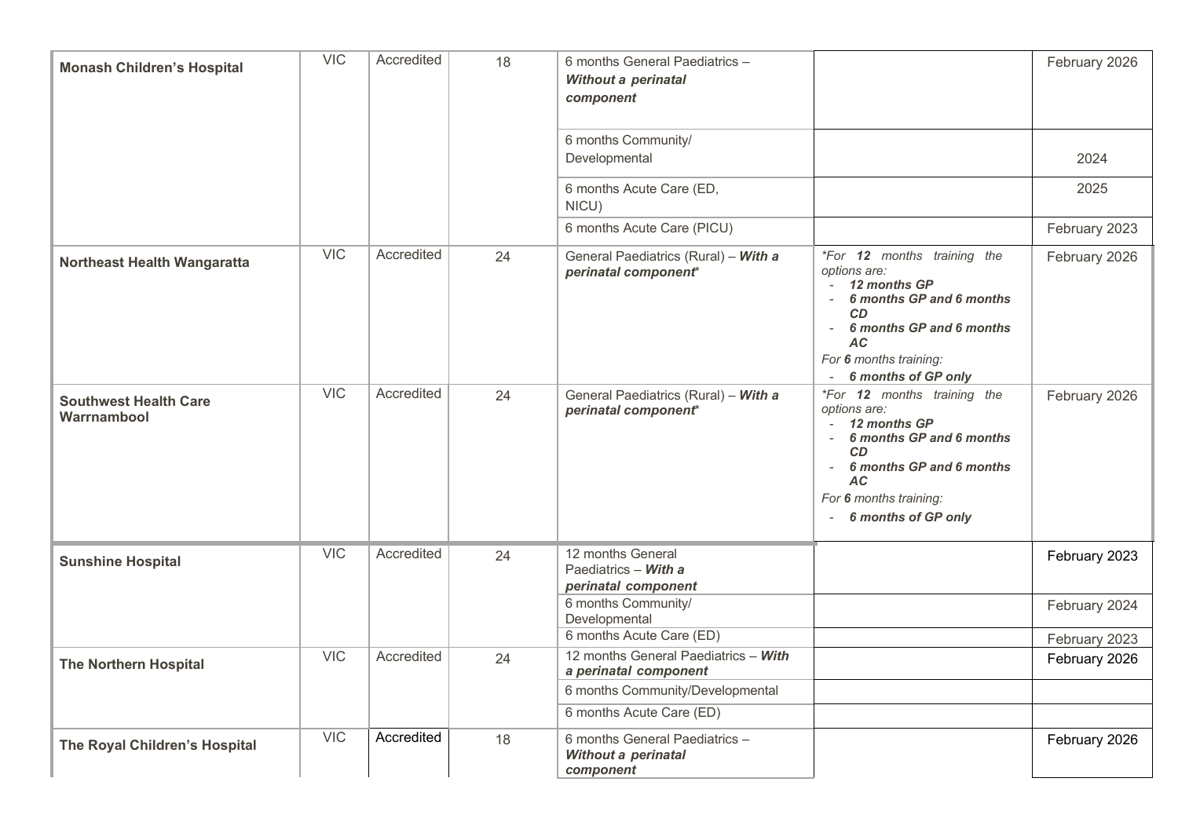| | | | | | | |
|---|---|---|---|---|---|---|
| **Monash Children's Hospital** | VIC | Accredited | 18 | 6 months General Paediatrics – ***Without a perinatal component*** | | February 2026 |
| | | | | 6 months Community/ Developmental | | 2024 |
| | | | | 6 months Acute Care (ED, NICU) | | 2025 |
| | | | | 6 months Acute Care (PICU) | | February 2023 |
| **Northeast Health Wangaratta** | VIC | Accredited | 24 | General Paediatrics (Rural) – ***With a perinatal component**** | *For **12** months training the options are:<br>- ***12 months GP***<br>- ***6 months GP and 6 months CD***<br>- ***6 months GP and 6 months AC***<br>*For **6** months training:*<br>- ***6 months of GP only*** | February 2026 |
| **Southwest Health Care Warrnambool** | VIC | Accredited | 24 | General Paediatrics (Rural) – ***With a perinatal component**** | *For **12** months training the options are:<br>- ***12 months GP***<br>- ***6 months GP and 6 months CD***<br>- ***6 months GP and 6 months AC***<br>*For **6** months training:*<br>- ***6 months of GP only*** | February 2026 |
| **Sunshine Hospital** | VIC | Accredited | 24 | 12 months General Paediatrics – ***With a perinatal component*** | | February 2023 |
| | | | | 6 months Community/ Developmental | | February 2024 |
| | | | | 6 months Acute Care (ED) | | February 2023 |
| **The Northern Hospital** | VIC | Accredited | 24 | 12 months General Paediatrics – ***With a perinatal component*** | | February 2026 |
| | | | | 6 months Community/Developmental | | |
| | | | | 6 months Acute Care (ED) | | |
| **The Royal Children's Hospital** | VIC | Accredited | 18 | 6 months General Paediatrics – ***Without a perinatal component*** | | February 2026 |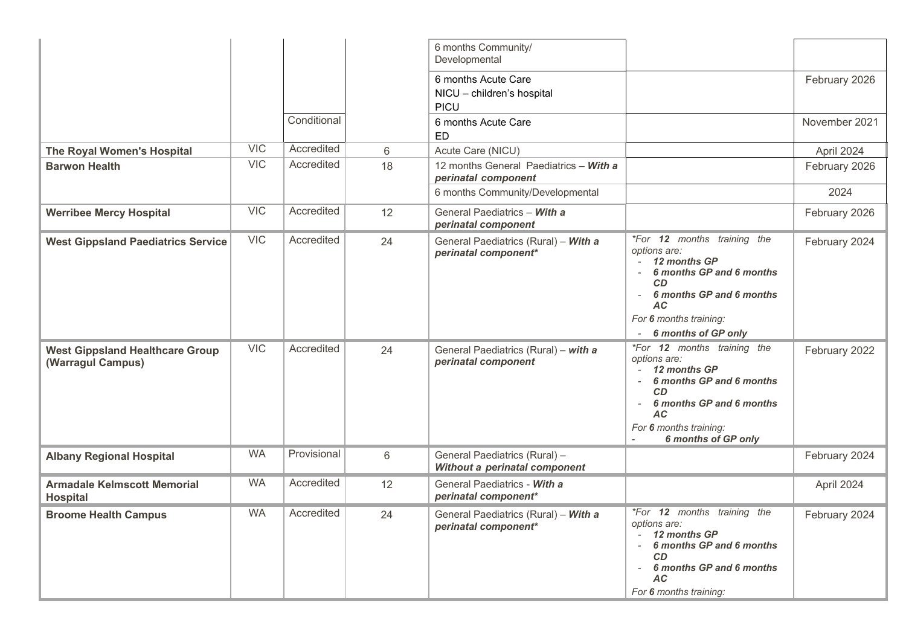| | | | | | | |
|---|---|---|---|---|---|---|
| | | | | 6 months Community/ Developmental | | |
| | | | | 6 months Acute Care NICU – children's hospital PICU | | February 2026 |
| | | Conditional | | 6 months Acute Care ED | | November 2021 |
| **The Royal Women's Hospital** | VIC | Accredited | 6 | Acute Care (NICU) | | April 2024 |
| **Barwon Health** | VIC | Accredited | 18 | 12 months General Paediatrics – ***With a perinatal component*** | | February 2026 |
| | | | | 6 months Community/Developmental | | 2024 |
| **Werribee Mercy Hospital** | VIC | Accredited | 12 | General Paediatrics – ***With a perinatal component*** | | February 2026 |
| **West Gippsland Paediatrics Service** | VIC | Accredited | 24 | General Paediatrics (Rural) – ***With a perinatal component**** | **For **12** months training the options are:* - ***12 months GP*** - ***6 months GP and 6 months CD*** - ***6 months GP and 6 months AC*** *For **6** months training:* - ***6 months of GP only*** | February 2024 |
| **West Gippsland Healthcare Group (Warragul Campus)** | VIC | Accredited | 24 | General Paediatrics (Rural) – ***with a perinatal component*** | **For **12** months training the options are:* - ***12 months GP*** - ***6 months GP and 6 months CD*** - ***6 months GP and 6 months AC*** *For **6** months training:* - ***6 months of GP only*** | February 2022 |
| **Albany Regional Hospital** | WA | Provisional | 6 | General Paediatrics (Rural) – ***Without a perinatal component*** | | February 2024 |
| **Armadale Kelmscott Memorial Hospital** | WA | Accredited | 12 | General Paediatrics - ***With a perinatal component**** | | April 2024 |
| **Broome Health Campus** | WA | Accredited | 24 | General Paediatrics (Rural) – ***With a perinatal component**** | **For **12** months training the options are:* - ***12 months GP*** - ***6 months GP and 6 months CD*** - ***6 months GP and 6 months AC*** *For **6** months training:* | February 2024 |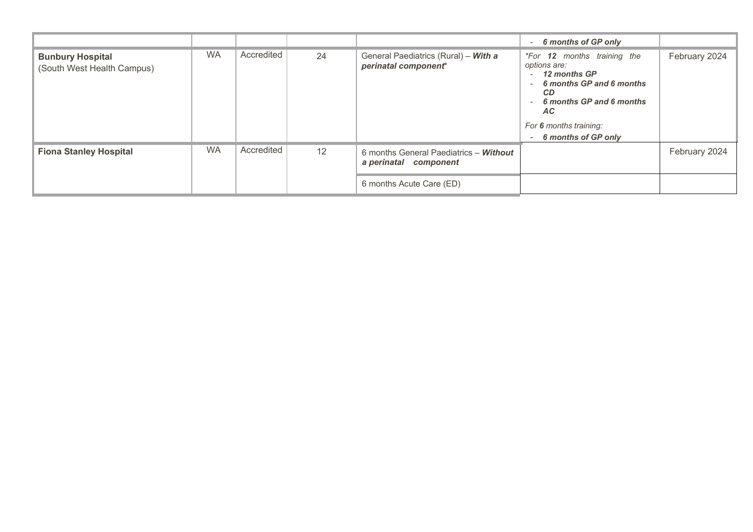| | | | | | | |
|---|---|---|---|---|---|---|
| | | | | | - ***6 months of GP only*** | |
| **Bunbury Hospital**<br>(South West Health Campus) | WA | Accredited | 24 | General Paediatrics (Rural) – ***With a perinatal component**** | *\*For **12** months training the options are:*<br>- ***12 months GP***<br>- ***6 months GP and 6 months CD***<br>- ***6 months GP and 6 months AC***<br><br>*For **6** months training:*<br>- ***6 months of GP only*** | February 2024 |
| **Fiona Stanley Hospital** | WA | Accredited | 12 | 6 months General Paediatrics – ***Without a perinatal component*** | | February 2024 |
| | | | | 6 months Acute Care (ED) | | |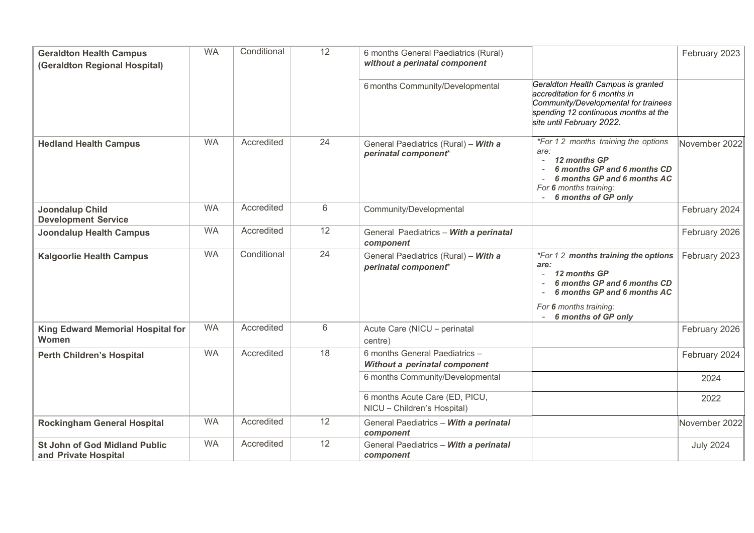| | | | | | | |
|---|---|---|---|---|---|---|
| **Geraldton Health Campus (Geraldton Regional Hospital)** | WA | Conditional | 12 | 6 months General Paediatrics (Rural) ***without a perinatal component*** | | February 2023 |
| | | | | 6 months Community/Developmental | *Geraldton Health Campus is granted accreditation for 6 months in Community/Developmental for trainees spending 12 continuous months at the site until February 2022.* | |
| **Hedland Health Campus** | WA | Accredited | 24 | General Paediatrics (Rural) – ***With a perinatal component**** | *\*For 1 2 months training the options are:* <br> - ***12 months GP*** <br> - ***6 months GP and 6 months CD*** <br> - ***6 months GP and 6 months AC*** <br> *For **6** months training:* <br> - ***6 months of GP only*** | November 2022 |
| **Joondalup Child Development Service** | WA | Accredited | 6 | Community/Developmental | | February 2024 |
| **Joondalup Health Campus** | WA | Accredited | 12 | General Paediatrics – ***With a perinatal component*** | | February 2026 |
| **Kalgoorlie Health Campus** | WA | Conditional | 24 | General Paediatrics (Rural) – ***With a perinatal component**** | ***\*For 1 2 months training the options are:*** <br> - ***12 months GP*** <br> - ***6 months GP and 6 months CD*** <br> - ***6 months GP and 6 months AC*** <br> *For **6** months training:* <br> - ***6 months of GP only*** | February 2023 |
| **King Edward Memorial Hospital for Women** | WA | Accredited | 6 | Acute Care (NICU – perinatal centre) | | February 2026 |
| **Perth Children's Hospital** | WA | Accredited | 18 | 6 months General Paediatrics – ***Without a perinatal component*** | | February 2024 |
| | | | | 6 months Community/Developmental | | 2024 |
| | | | | 6 months Acute Care (ED, PICU, NICU – Children's Hospital) | | 2022 |
| **Rockingham General Hospital** | WA | Accredited | 12 | General Paediatrics – ***With a perinatal component*** | | November 2022 |
| **St John of God Midland Public and Private Hospital** | WA | Accredited | 12 | General Paediatrics – ***With a perinatal component*** | | July 2024 |